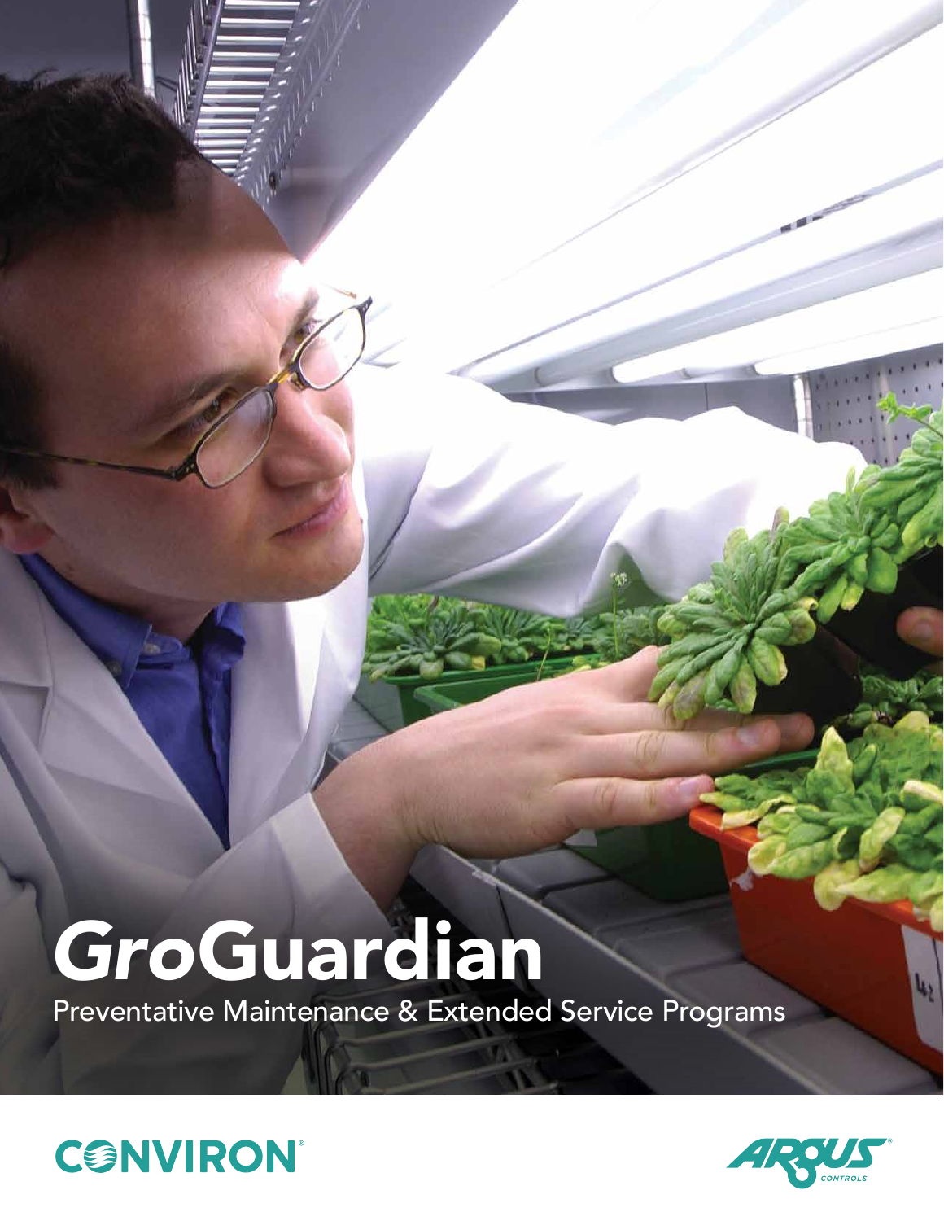# *Gro*Guardian

Preventative Maintenance & Extended Service Programs

CONVIRON

ARGUS CONTROLS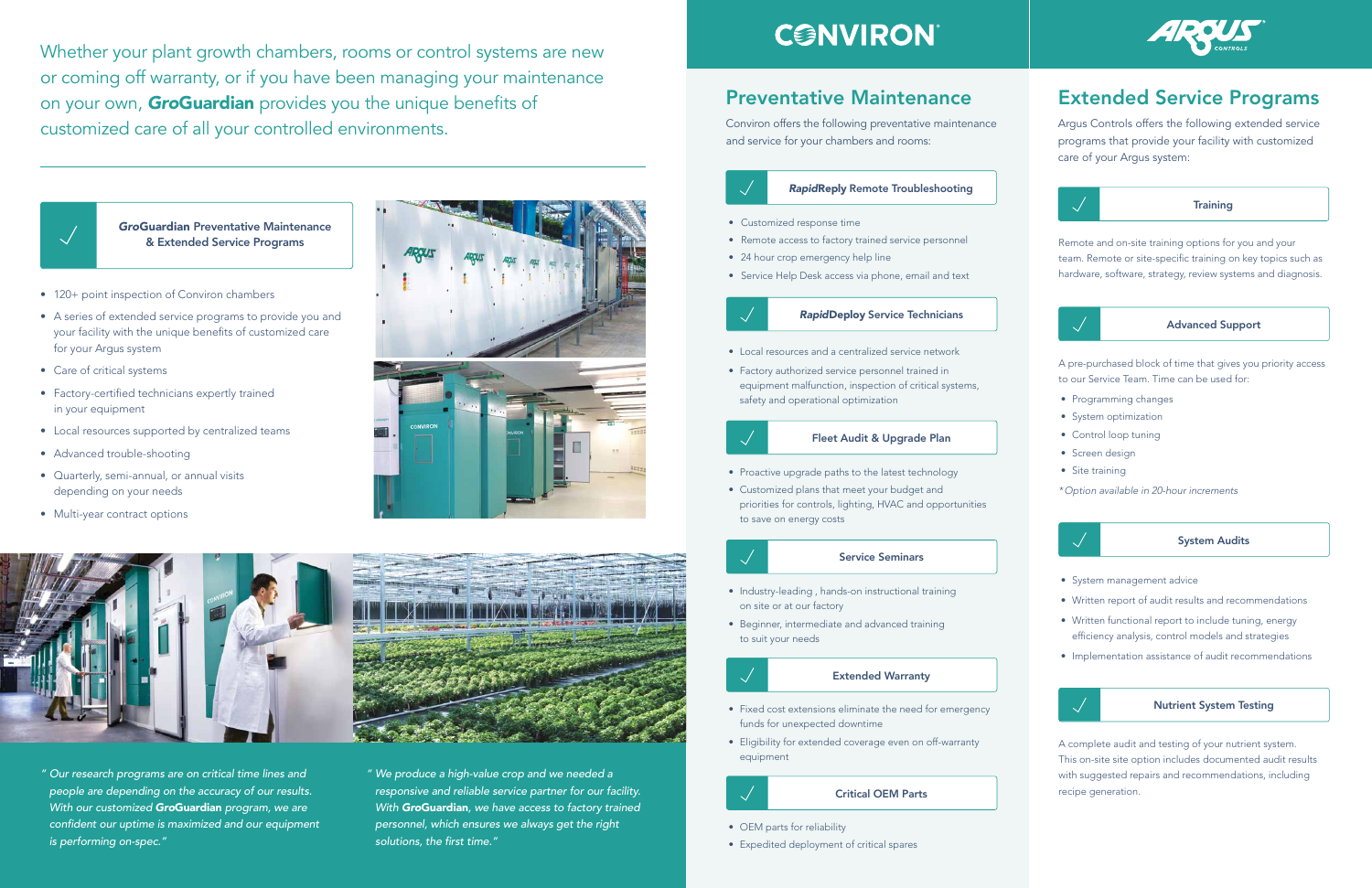Whether your plant growth chambers, rooms or control systems are new or coming off warranty, or if you have been managing your maintenance on your own, ***GroGuardian*** provides you the unique benefits of customized care of all your controlled environments.

### **GroGuardian** Preventative Maintenance & Extended Service Programs

- 120+ point inspection of Conviron chambers
- A series of extended service programs to provide you and your facility with the unique benefits of customized care for your Argus system
- Care of critical systems
- Factory-certified technicians expertly trained in your equipment
- Local resources supported by centralized teams
- Advanced trouble-shooting
- Quarterly, semi-annual, or annual visits depending on your needs
- Multi-year contract options

*"Our research programs are on critical time lines and people are depending on the accuracy of our results. With our customized **GroGuardian** program, we are confident our uptime is maximized and our equipment is performing on-spec."*

*"We produce a high-value crop and we needed a responsive and reliable service partner for our facility. With **GroGuardian**, we have access to factory trained personnel, which ensures we always get the right solutions, the first time."*

# CONVIRON

## Preventative Maintenance

Conviron offers the following preventative maintenance and service for your chambers and rooms:

### ***Rapid*Reply Remote Troubleshooting**

- Customized response time
- Remote access to factory trained service personnel
- 24 hour crop emergency help line
- Service Help Desk access via phone, email and text

### ***Rapid*Deploy Service Technicians**

- Local resources and a centralized service network
- Factory authorized service personnel trained in equipment malfunction, inspection of critical systems, safety and operational optimization

### Fleet Audit & Upgrade Plan

- Proactive upgrade paths to the latest technology
- Customized plans that meet your budget and priorities for controls, lighting, HVAC and opportunities to save on energy costs

### Service Seminars

- Industry-leading , hands-on instructional training on site or at our factory
- Beginner, intermediate and advanced training to suit your needs

### Extended Warranty

- Fixed cost extensions eliminate the need for emergency funds for unexpected downtime
- Eligibility for extended coverage even on off-warranty equipment

### Critical OEM Parts

- OEM parts for reliability
- Expedited deployment of critical spares

# ARGUS CONTROLS

## Extended Service Programs

Argus Controls offers the following extended service programs that provide your facility with customized care of your Argus system:

### Training

Remote and on-site training options for you and your team. Remote or site-specific training on key topics such as hardware, software, strategy, review systems and diagnosis.

### Advanced Support

A pre-purchased block of time that gives you priority access to our Service Team. Time can be used for:

- Programming changes
- System optimization
- Control loop tuning
- Screen design
- Site training

*\*Option available in 20-hour increments*

### System Audits

- System management advice
- Written report of audit results and recommendations
- Written functional report to include tuning, energy efficiency analysis, control models and strategies
- Implementation assistance of audit recommendations

### Nutrient System Testing

A complete audit and testing of your nutrient system. This on-site site option includes documented audit results with suggested repairs and recommendations, including recipe generation.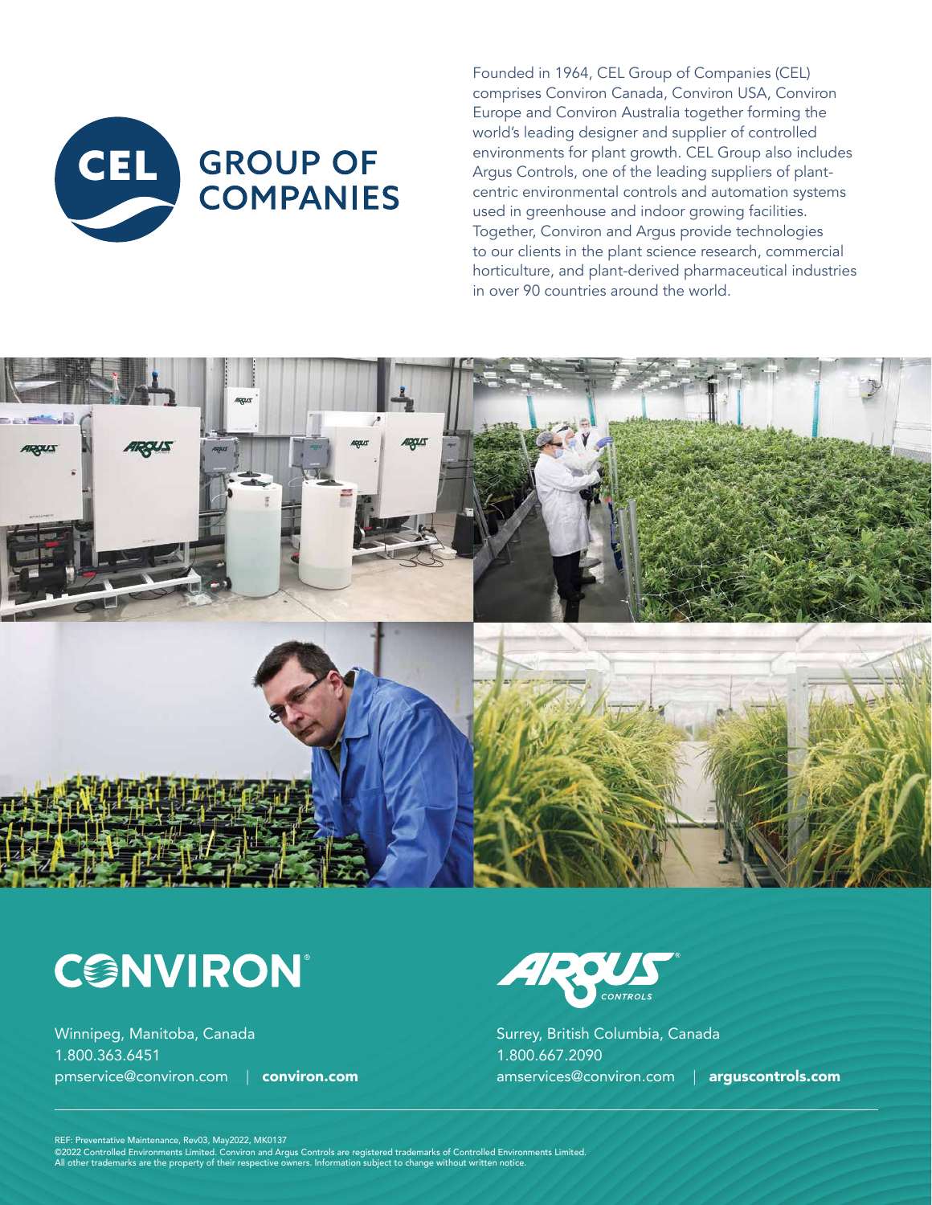# CEL GROUP OF COMPANIES

Founded in 1964, CEL Group of Companies (CEL) comprises Conviron Canada, Conviron USA, Conviron Europe and Conviron Australia together forming the world's leading designer and supplier of controlled environments for plant growth. CEL Group also includes Argus Controls, one of the leading suppliers of plant-centric environmental controls and automation systems used in greenhouse and indoor growing facilities. Together, Conviron and Argus provide technologies to our clients in the plant science research, commercial horticulture, and plant-derived pharmaceutical industries in over 90 countries around the world.

**CONVIRON®**

Winnipeg, Manitoba, Canada
1.800.363.6451
pmservice@conviron.com | **conviron.com**

**ARGUS® CONTROLS**

Surrey, British Columbia, Canada
1.800.667.2090
amservices@conviron.com | **arguscontrols.com**

REF: Preventative Maintenance, Rev03, May2022, MK0137
©2022 Controlled Environments Limited. Conviron and Argus Controls are registered trademarks of Controlled Environments Limited.
All other trademarks are the property of their respective owners. Information subject to change without written notice.